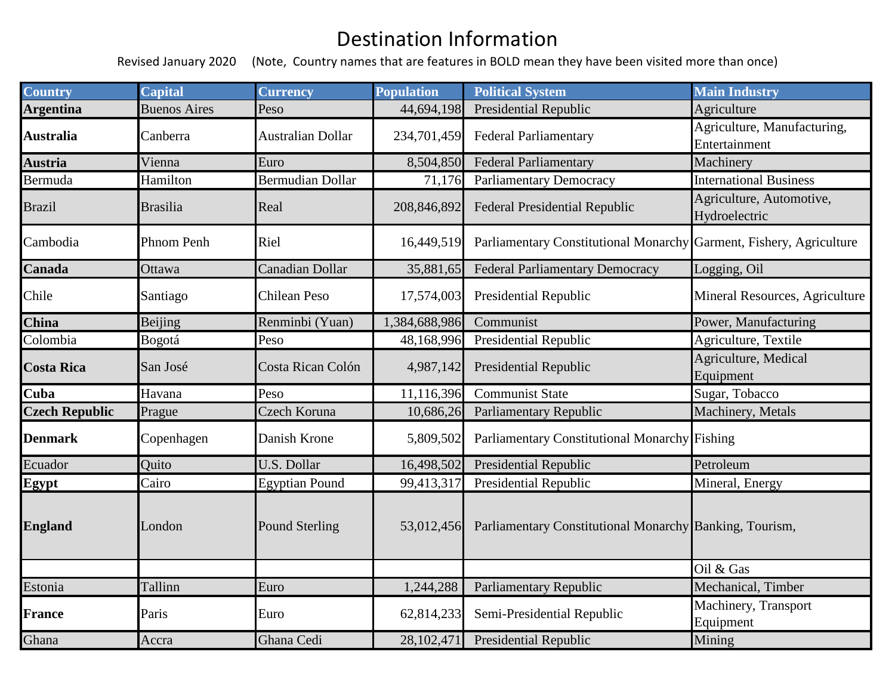# Destination Information

Revised January 2020 (Note, Country names that are features in BOLD mean they have been visited more than once)

| Country | Capital | Currency | Population | Political System | Main Industry |
|---|---|---|---|---|---|
| **Argentina** | Buenos Aires | Peso | 44,694,198 | Presidential Republic | Agriculture |
| **Australia** | Canberra | Australian Dollar | 234,701,459 | Federal Parliamentary | Agriculture, Manufacturing, Entertainment |
| **Austria** | Vienna | Euro | 8,504,850 | Federal Parliamentary | Machinery |
| Bermuda | Hamilton | Bermudian Dollar | 71,176 | Parliamentary Democracy | International Business |
| Brazil | Brasilia | Real | 208,846,892 | Federal Presidential Republic | Agriculture, Automotive, Hydroelectric |
| Cambodia | Phnom Penh | Riel | 16,449,519 | Parliamentary Constitutional Monarchy | Garment, Fishery, Agriculture |
| **Canada** | Ottawa | Canadian Dollar | 35,881,65 | Federal Parliamentary Democracy | Logging, Oil |
| Chile | Santiago | Chilean Peso | 17,574,003 | Presidential Republic | Mineral Resources, Agriculture |
| **China** | Beijing | Renminbi (Yuan) | 1,384,688,986 | Communist | Power, Manufacturing |
| Colombia | Bogotá | Peso | 48,168,996 | Presidential Republic | Agriculture, Textile |
| **Costa Rica** | San José | Costa Rican Colón | 4,987,142 | Presidential Republic | Agriculture, Medical Equipment |
| **Cuba** | Havana | Peso | 11,116,396 | Communist State | Sugar, Tobacco |
| **Czech Republic** | Prague | Czech Koruna | 10,686,26 | Parliamentary Republic | Machinery, Metals |
| **Denmark** | Copenhagen | Danish Krone | 5,809,502 | Parliamentary Constitutional Monarchy | Fishing |
| Ecuador | Quito | U.S. Dollar | 16,498,502 | Presidential Republic | Petroleum |
| **Egypt** | Cairo | Egyptian Pound | 99,413,317 | Presidential Republic | Mineral, Energy |
| **England** | London | Pound Sterling | 53,012,456 | Parliamentary Constitutional Monarchy | Banking, Tourism, |
| | | | | | Oil & Gas |
| Estonia | Tallinn | Euro | 1,244,288 | Parliamentary Republic | Mechanical, Timber |
| **France** | Paris | Euro | 62,814,233 | Semi-Presidential Republic | Machinery, Transport Equipment |
| Ghana | Accra | Ghana Cedi | 28,102,471 | Presidential Republic | Mining |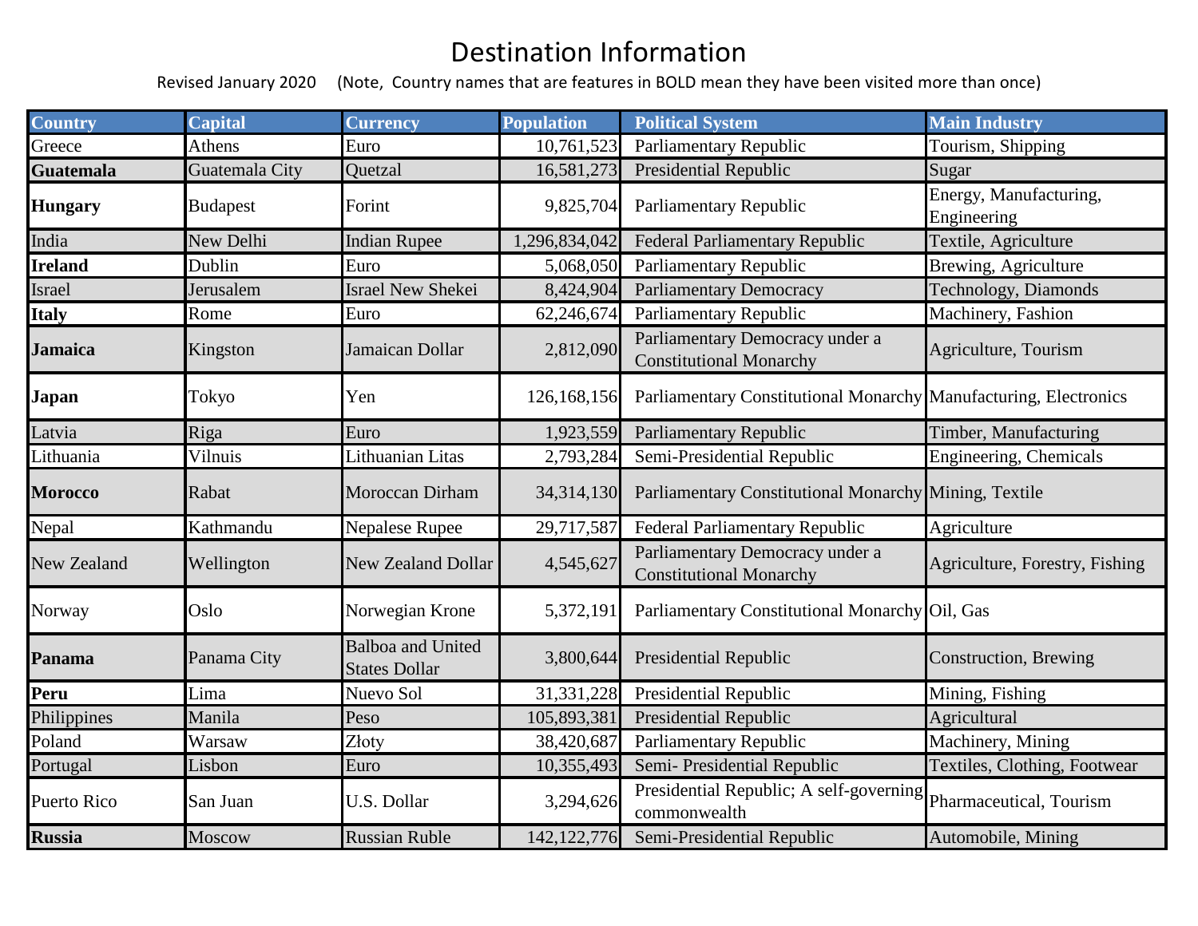# Destination Information

Revised January 2020 (Note, Country names that are features in BOLD mean they have been visited more than once)

| Country | Capital | Currency | Population | Political System | Main Industry |
|---|---|---|---|---|---|
| Greece | Athens | Euro | 10,761,523 | Parliamentary Republic | Tourism, Shipping |
| **Guatemala** | Guatemala City | Quetzal | 16,581,273 | Presidential Republic | Sugar |
| **Hungary** | Budapest | Forint | 9,825,704 | Parliamentary Republic | Energy, Manufacturing, Engineering |
| India | New Delhi | Indian Rupee | 1,296,834,042 | Federal Parliamentary Republic | Textile, Agriculture |
| **Ireland** | Dublin | Euro | 5,068,050 | Parliamentary Republic | Brewing, Agriculture |
| Israel | Jerusalem | Israel New Shekei | 8,424,904 | Parliamentary Democracy | Technology, Diamonds |
| **Italy** | Rome | Euro | 62,246,674 | Parliamentary Republic | Machinery, Fashion |
| **Jamaica** | Kingston | Jamaican Dollar | 2,812,090 | Parliamentary Democracy under a Constitutional Monarchy | Agriculture, Tourism |
| **Japan** | Tokyo | Yen | 126,168,156 | Parliamentary Constitutional Monarchy | Manufacturing, Electronics |
| Latvia | Riga | Euro | 1,923,559 | Parliamentary Republic | Timber, Manufacturing |
| Lithuania | Vilnuis | Lithuanian Litas | 2,793,284 | Semi-Presidential Republic | Engineering, Chemicals |
| **Morocco** | Rabat | Moroccan Dirham | 34,314,130 | Parliamentary Constitutional Monarchy | Mining, Textile |
| Nepal | Kathmandu | Nepalese Rupee | 29,717,587 | Federal Parliamentary Republic | Agriculture |
| New Zealand | Wellington | New Zealand Dollar | 4,545,627 | Parliamentary Democracy under a Constitutional Monarchy | Agriculture, Forestry, Fishing |
| Norway | Oslo | Norwegian Krone | 5,372,191 | Parliamentary Constitutional Monarchy | Oil, Gas |
| **Panama** | Panama City | Balboa and United States Dollar | 3,800,644 | Presidential Republic | Construction, Brewing |
| **Peru** | Lima | Nuevo Sol | 31,331,228 | Presidential Republic | Mining, Fishing |
| Philippines | Manila | Peso | 105,893,381 | Presidential Republic | Agricultural |
| Poland | Warsaw | Złoty | 38,420,687 | Parliamentary Republic | Machinery, Mining |
| Portugal | Lisbon | Euro | 10,355,493 | Semi- Presidential Republic | Textiles, Clothing, Footwear |
| Puerto Rico | San Juan | U.S. Dollar | 3,294,626 | Presidential Republic; A self-governing commonwealth | Pharmaceutical, Tourism |
| **Russia** | Moscow | Russian Ruble | 142,122,776 | Semi-Presidential Republic | Automobile, Mining |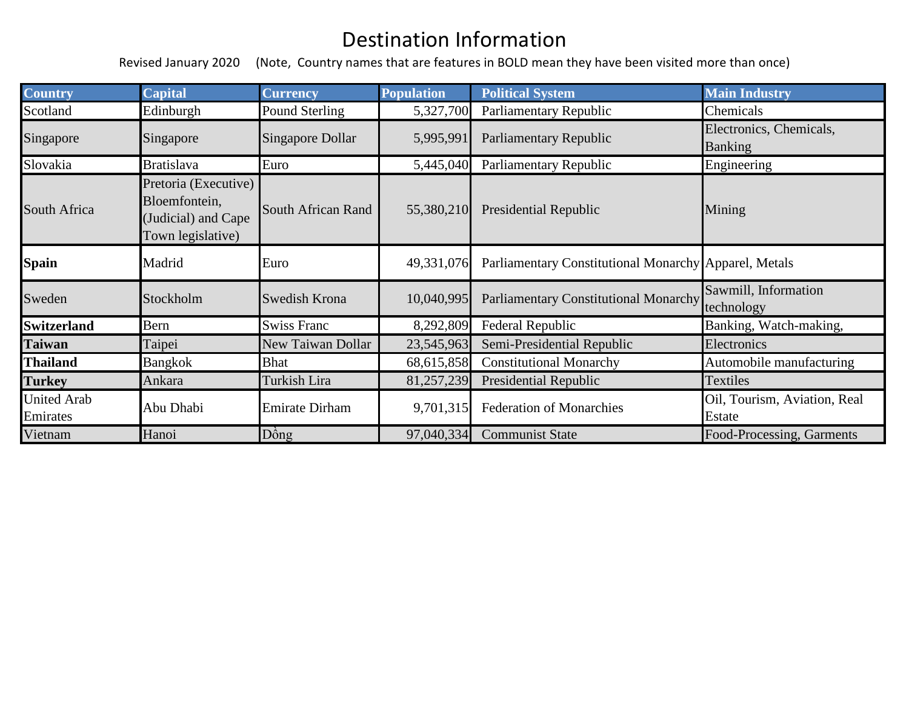# Destination Information

Revised January 2020     (Note,  Country names that are features in BOLD mean they have been visited more than once)

| Country | Capital | Currency | Population | Political System | Main Industry |
|---|---|---|---|---|---|
| Scotland | Edinburgh | Pound Sterling | 5,327,700 | Parliamentary Republic | Chemicals |
| Singapore | Singapore | Singapore Dollar | 5,995,991 | Parliamentary Republic | Electronics, Chemicals, Banking |
| Slovakia | Bratislava | Euro | 5,445,040 | Parliamentary Republic | Engineering |
| South Africa | Pretoria (Executive) Bloemfontein, (Judicial) and Cape Town legislative) | South African Rand | 55,380,210 | Presidential Republic | Mining |
| **Spain** | Madrid | Euro | 49,331,076 | Parliamentary Constitutional Monarchy | Apparel, Metals |
| Sweden | Stockholm | Swedish Krona | 10,040,995 | Parliamentary Constitutional Monarchy | Sawmill, Information technology |
| **Switzerland** | Bern | Swiss Franc | 8,292,809 | Federal Republic | Banking, Watch-making, |
| **Taiwan** | Taipei | New Taiwan Dollar | 23,545,963 | Semi-Presidential Republic | Electronics |
| **Thailand** | Bangkok | Bhat | 68,615,858 | Constitutional Monarchy | Automobile manufacturing |
| **Turkey** | Ankara | Turkish Lira | 81,257,239 | Presidential Republic | Textiles |
| United Arab Emirates | Abu Dhabi | Emirate Dirham | 9,701,315 | Federation of Monarchies | Oil, Tourism, Aviation, Real Estate |
| Vietnam | Hanoi | Dồng | 97,040,334 | Communist State | Food-Processing, Garments |